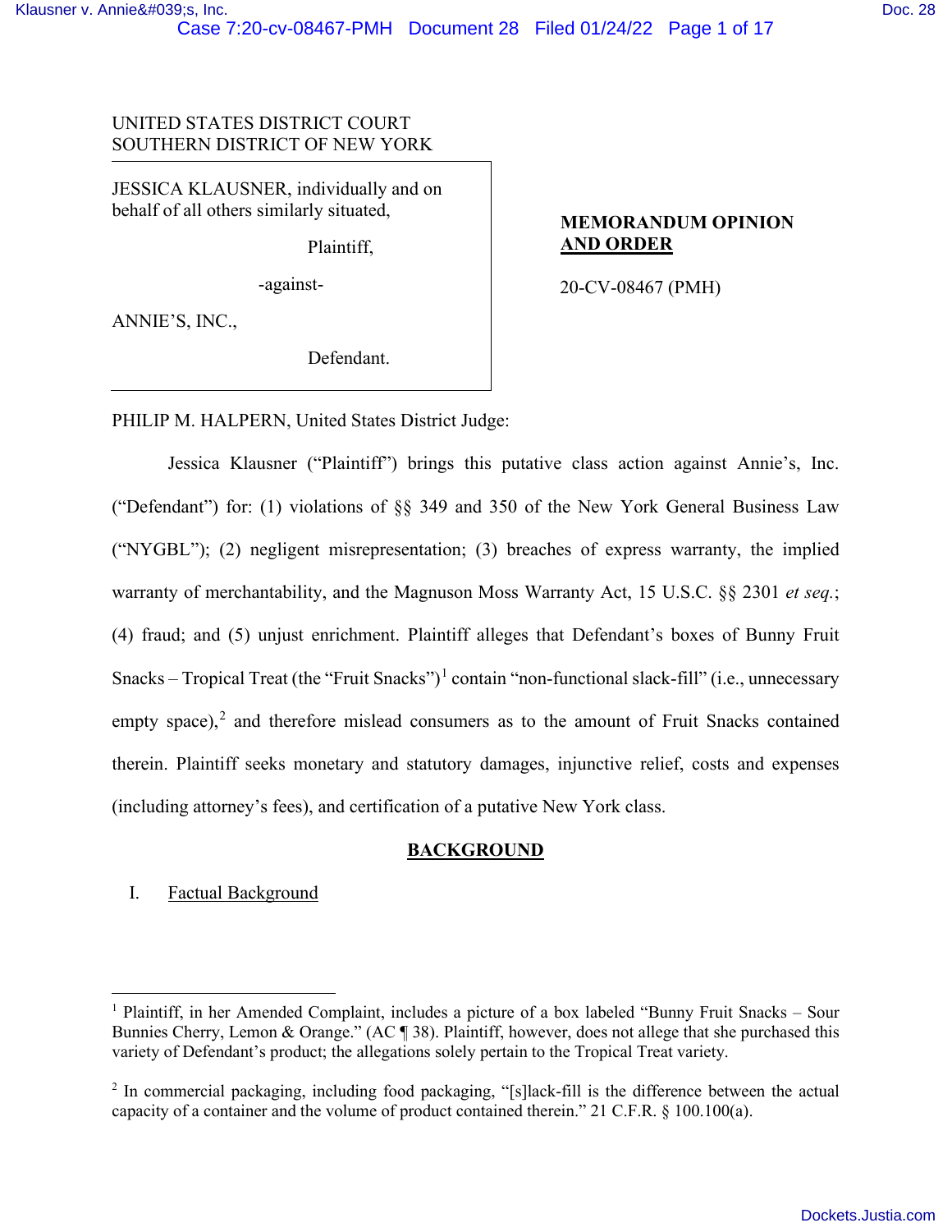UNITED STATES DISTRICT COURT
SOUTHERN DISTRICT OF NEW YORK

JESSICA KLAUSNER, individually and on behalf of all others similarly situated,

Plaintiff,

-against-

ANNIE'S, INC.,

Defendant.

**MEMORANDUM OPINION AND ORDER**

20-CV-08467 (PMH)

PHILIP M. HALPERN, United States District Judge:

Jessica Klausner ("Plaintiff") brings this putative class action against Annie's, Inc. ("Defendant") for: (1) violations of §§ 349 and 350 of the New York General Business Law ("NYGBL"); (2) negligent misrepresentation; (3) breaches of express warranty, the implied warranty of merchantability, and the Magnuson Moss Warranty Act, 15 U.S.C. §§ 2301 *et seq.*; (4) fraud; and (5) unjust enrichment. Plaintiff alleges that Defendant's boxes of Bunny Fruit Snacks – Tropical Treat (the "Fruit Snacks")[1] contain "non-functional slack-fill" (i.e., unnecessary empty space),[2] and therefore mislead consumers as to the amount of Fruit Snacks contained therein. Plaintiff seeks monetary and statutory damages, injunctive relief, costs and expenses (including attorney's fees), and certification of a putative New York class.

## BACKGROUND

I. Factual Background

---

[1] Plaintiff, in her Amended Complaint, includes a picture of a box labeled "Bunny Fruit Snacks – Sour Bunnies Cherry, Lemon & Orange." (AC ¶ 38). Plaintiff, however, does not allege that she purchased this variety of Defendant's product; the allegations solely pertain to the Tropical Treat variety.

[2] In commercial packaging, including food packaging, "[s]lack-fill is the difference between the actual capacity of a container and the volume of product contained therein." 21 C.F.R. § 100.100(a).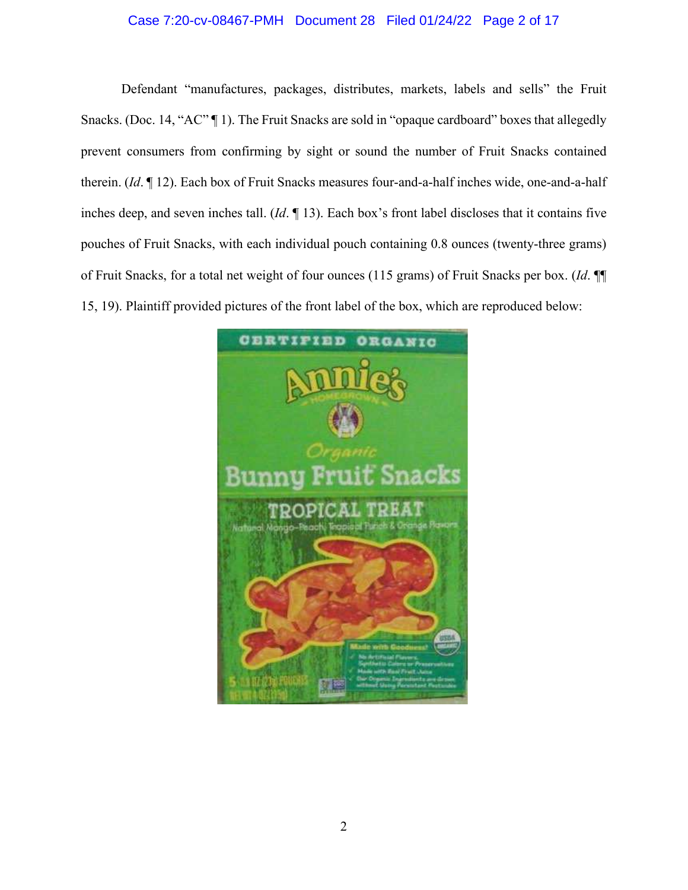Defendant "manufactures, packages, distributes, markets, labels and sells" the Fruit Snacks. (Doc. 14, "AC" ¶ 1). The Fruit Snacks are sold in "opaque cardboard" boxes that allegedly prevent consumers from confirming by sight or sound the number of Fruit Snacks contained therein. (*Id*. ¶ 12). Each box of Fruit Snacks measures four-and-a-half inches wide, one-and-a-half inches deep, and seven inches tall. (*Id*. ¶ 13). Each box's front label discloses that it contains five pouches of Fruit Snacks, with each individual pouch containing 0.8 ounces (twenty-three grams) of Fruit Snacks, for a total net weight of four ounces (115 grams) of Fruit Snacks per box. (*Id*. ¶¶ 15, 19). Plaintiff provided pictures of the front label of the box, which are reproduced below: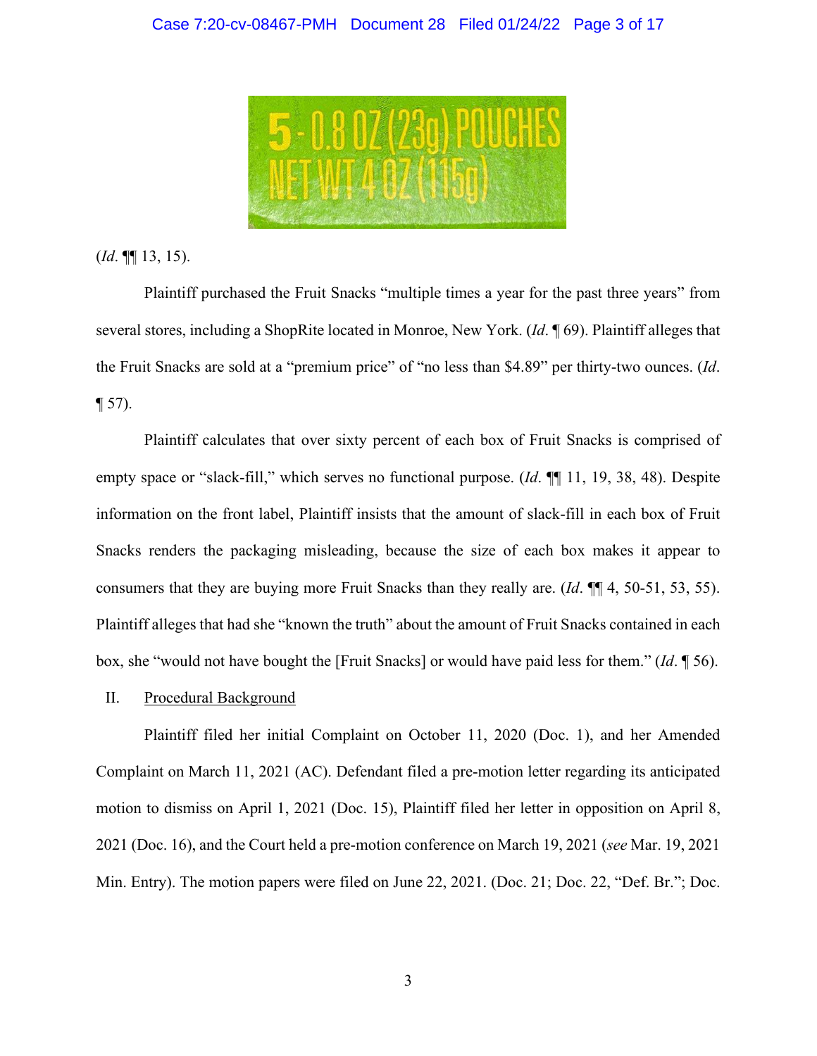5 - 0.8 OZ (23g) POUCHES
NET WT 4 OZ (115g)

(*Id*. ¶¶ 13, 15).

Plaintiff purchased the Fruit Snacks "multiple times a year for the past three years" from several stores, including a ShopRite located in Monroe, New York. (*Id*. ¶ 69). Plaintiff alleges that the Fruit Snacks are sold at a "premium price" of "no less than $4.89" per thirty-two ounces. (*Id*. ¶ 57).

Plaintiff calculates that over sixty percent of each box of Fruit Snacks is comprised of empty space or "slack-fill," which serves no functional purpose. (*Id*. ¶¶ 11, 19, 38, 48). Despite information on the front label, Plaintiff insists that the amount of slack-fill in each box of Fruit Snacks renders the packaging misleading, because the size of each box makes it appear to consumers that they are buying more Fruit Snacks than they really are. (*Id*. ¶¶ 4, 50-51, 53, 55). Plaintiff alleges that had she "known the truth" about the amount of Fruit Snacks contained in each box, she "would not have bought the [Fruit Snacks] or would have paid less for them." (*Id*. ¶ 56).

## II. Procedural Background

Plaintiff filed her initial Complaint on October 11, 2020 (Doc. 1), and her Amended Complaint on March 11, 2021 (AC). Defendant filed a pre-motion letter regarding its anticipated motion to dismiss on April 1, 2021 (Doc. 15), Plaintiff filed her letter in opposition on April 8, 2021 (Doc. 16), and the Court held a pre-motion conference on March 19, 2021 (*see* Mar. 19, 2021 Min. Entry). The motion papers were filed on June 22, 2021. (Doc. 21; Doc. 22, "Def. Br."; Doc.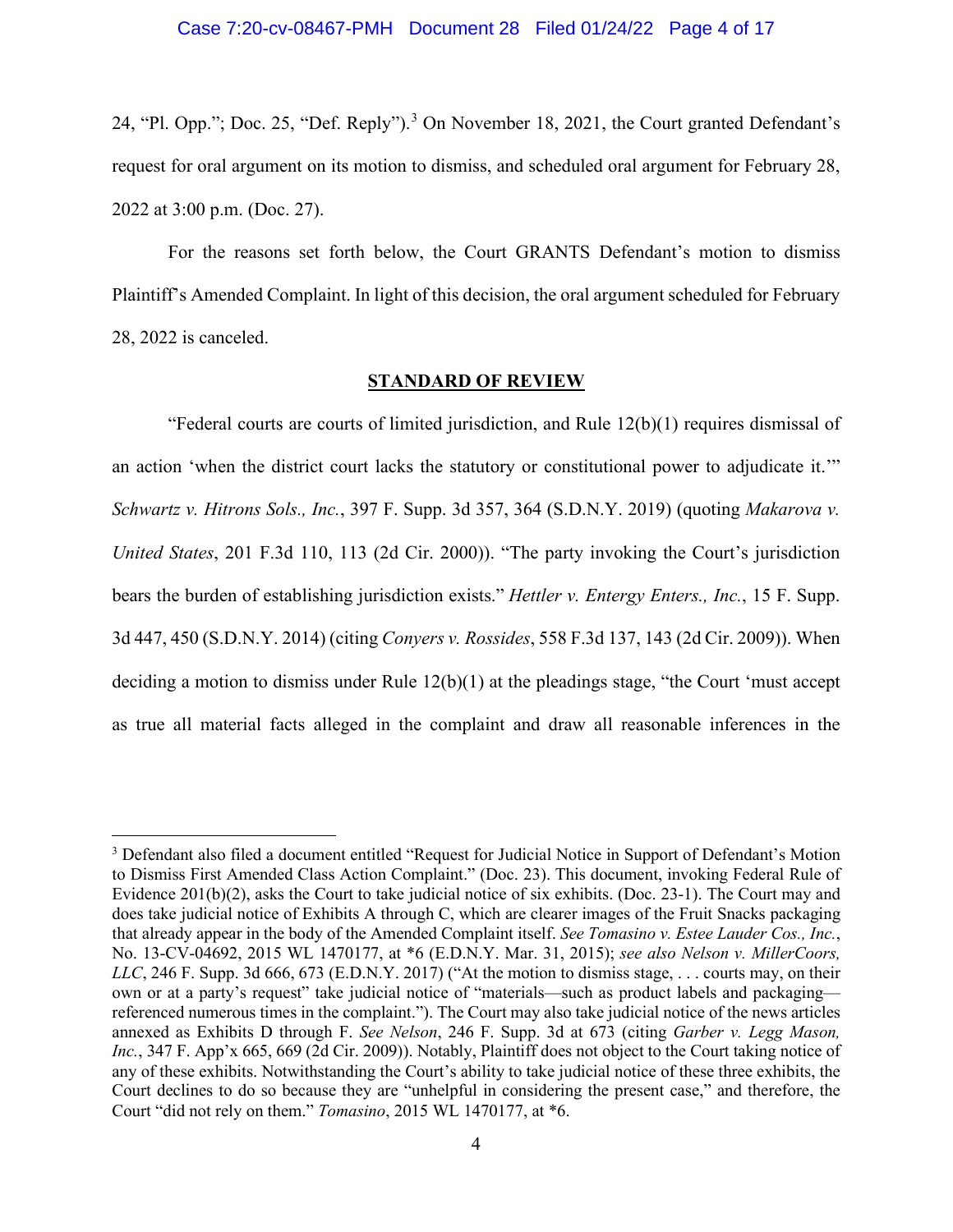24, "Pl. Opp."; Doc. 25, "Def. Reply").[3] On November 18, 2021, the Court granted Defendant's request for oral argument on its motion to dismiss, and scheduled oral argument for February 28, 2022 at 3:00 p.m. (Doc. 27).

For the reasons set forth below, the Court GRANTS Defendant's motion to dismiss Plaintiff's Amended Complaint. In light of this decision, the oral argument scheduled for February 28, 2022 is canceled.

## STANDARD OF REVIEW

"Federal courts are courts of limited jurisdiction, and Rule 12(b)(1) requires dismissal of an action 'when the district court lacks the statutory or constitutional power to adjudicate it.'" *Schwartz v. Hitrons Sols., Inc.*, 397 F. Supp. 3d 357, 364 (S.D.N.Y. 2019) (quoting *Makarova v. United States*, 201 F.3d 110, 113 (2d Cir. 2000)). "The party invoking the Court's jurisdiction bears the burden of establishing jurisdiction exists." *Hettler v. Entergy Enters., Inc.*, 15 F. Supp. 3d 447, 450 (S.D.N.Y. 2014) (citing *Conyers v. Rossides*, 558 F.3d 137, 143 (2d Cir. 2009)). When deciding a motion to dismiss under Rule 12(b)(1) at the pleadings stage, "the Court 'must accept as true all material facts alleged in the complaint and draw all reasonable inferences in the

---

[3] Defendant also filed a document entitled "Request for Judicial Notice in Support of Defendant's Motion to Dismiss First Amended Class Action Complaint." (Doc. 23). This document, invoking Federal Rule of Evidence 201(b)(2), asks the Court to take judicial notice of six exhibits. (Doc. 23-1). The Court may and does take judicial notice of Exhibits A through C, which are clearer images of the Fruit Snacks packaging that already appear in the body of the Amended Complaint itself. *See Tomasino v. Estee Lauder Cos., Inc.*, No. 13-CV-04692, 2015 WL 1470177, at *6 (E.D.N.Y. Mar. 31, 2015); *see also Nelson v. MillerCoors, LLC*, 246 F. Supp. 3d 666, 673 (E.D.N.Y. 2017) ("At the motion to dismiss stage, . . . courts may, on their own or at a party's request" take judicial notice of "materials—such as product labels and packaging—referenced numerous times in the complaint."). The Court may also take judicial notice of the news articles annexed as Exhibits D through F. *See Nelson*, 246 F. Supp. 3d at 673 (citing *Garber v. Legg Mason, Inc.*, 347 F. App'x 665, 669 (2d Cir. 2009)). Notably, Plaintiff does not object to the Court taking notice of any of these exhibits. Notwithstanding the Court's ability to take judicial notice of these three exhibits, the Court declines to do so because they are "unhelpful in considering the present case," and therefore, the Court "did not rely on them." *Tomasino*, 2015 WL 1470177, at *6.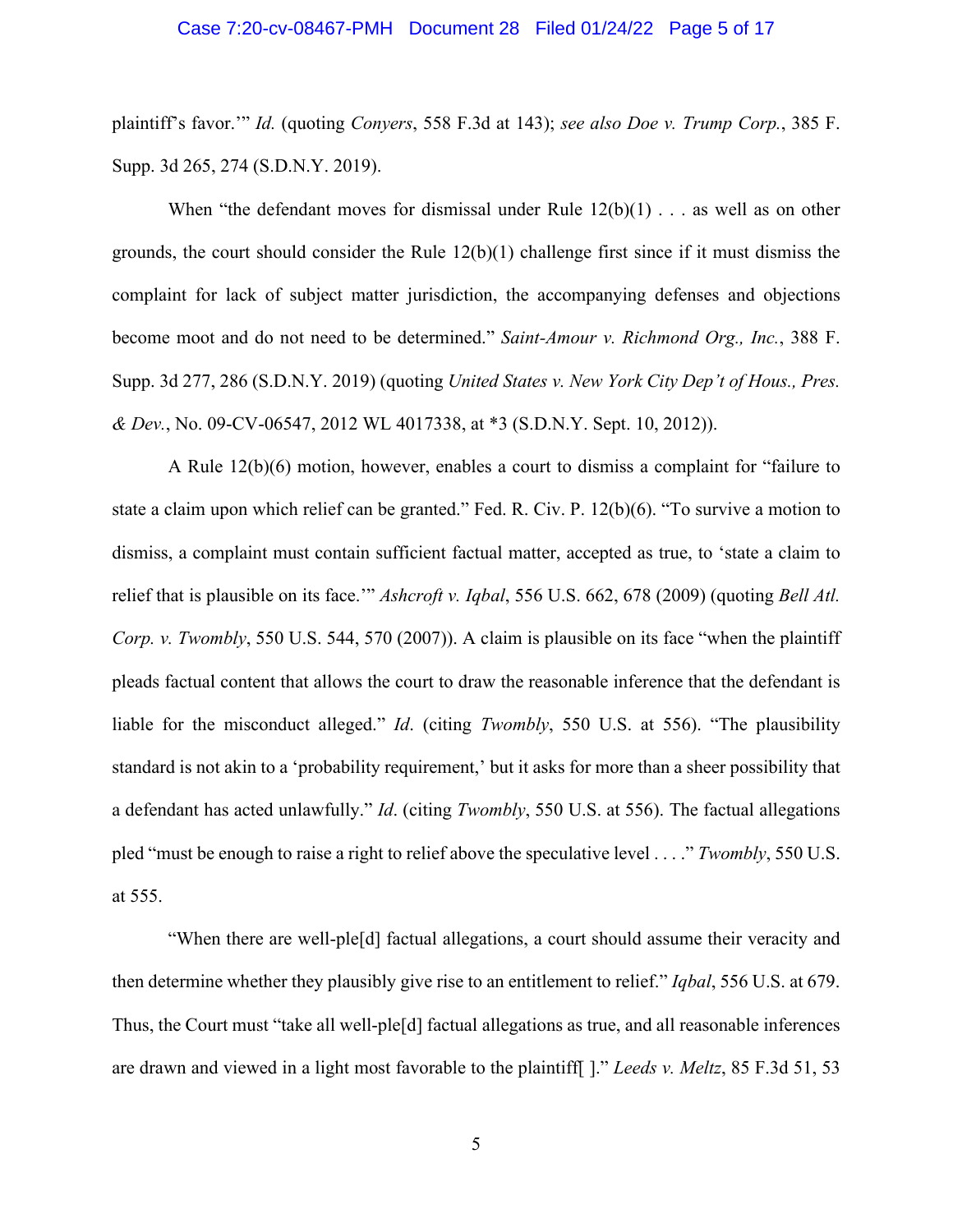plaintiff's favor.'" *Id.* (quoting *Conyers*, 558 F.3d at 143); *see also Doe v. Trump Corp.*, 385 F. Supp. 3d 265, 274 (S.D.N.Y. 2019).

When "the defendant moves for dismissal under Rule 12(b)(1) . . . as well as on other grounds, the court should consider the Rule 12(b)(1) challenge first since if it must dismiss the complaint for lack of subject matter jurisdiction, the accompanying defenses and objections become moot and do not need to be determined." *Saint-Amour v. Richmond Org., Inc.*, 388 F. Supp. 3d 277, 286 (S.D.N.Y. 2019) (quoting *United States v. New York City Dep't of Hous., Pres. & Dev.*, No. 09-CV-06547, 2012 WL 4017338, at *3 (S.D.N.Y. Sept. 10, 2012)).

A Rule 12(b)(6) motion, however, enables a court to dismiss a complaint for "failure to state a claim upon which relief can be granted." Fed. R. Civ. P. 12(b)(6). "To survive a motion to dismiss, a complaint must contain sufficient factual matter, accepted as true, to 'state a claim to relief that is plausible on its face.'" *Ashcroft v. Iqbal*, 556 U.S. 662, 678 (2009) (quoting *Bell Atl. Corp. v. Twombly*, 550 U.S. 544, 570 (2007)). A claim is plausible on its face "when the plaintiff pleads factual content that allows the court to draw the reasonable inference that the defendant is liable for the misconduct alleged." *Id*. (citing *Twombly*, 550 U.S. at 556). "The plausibility standard is not akin to a 'probability requirement,' but it asks for more than a sheer possibility that a defendant has acted unlawfully." *Id*. (citing *Twombly*, 550 U.S. at 556). The factual allegations pled "must be enough to raise a right to relief above the speculative level . . . ." *Twombly*, 550 U.S. at 555.

"When there are well-ple[d] factual allegations, a court should assume their veracity and then determine whether they plausibly give rise to an entitlement to relief." *Iqbal*, 556 U.S. at 679. Thus, the Court must "take all well-ple[d] factual allegations as true, and all reasonable inferences are drawn and viewed in a light most favorable to the plaintiff[ ]." *Leeds v. Meltz*, 85 F.3d 51, 53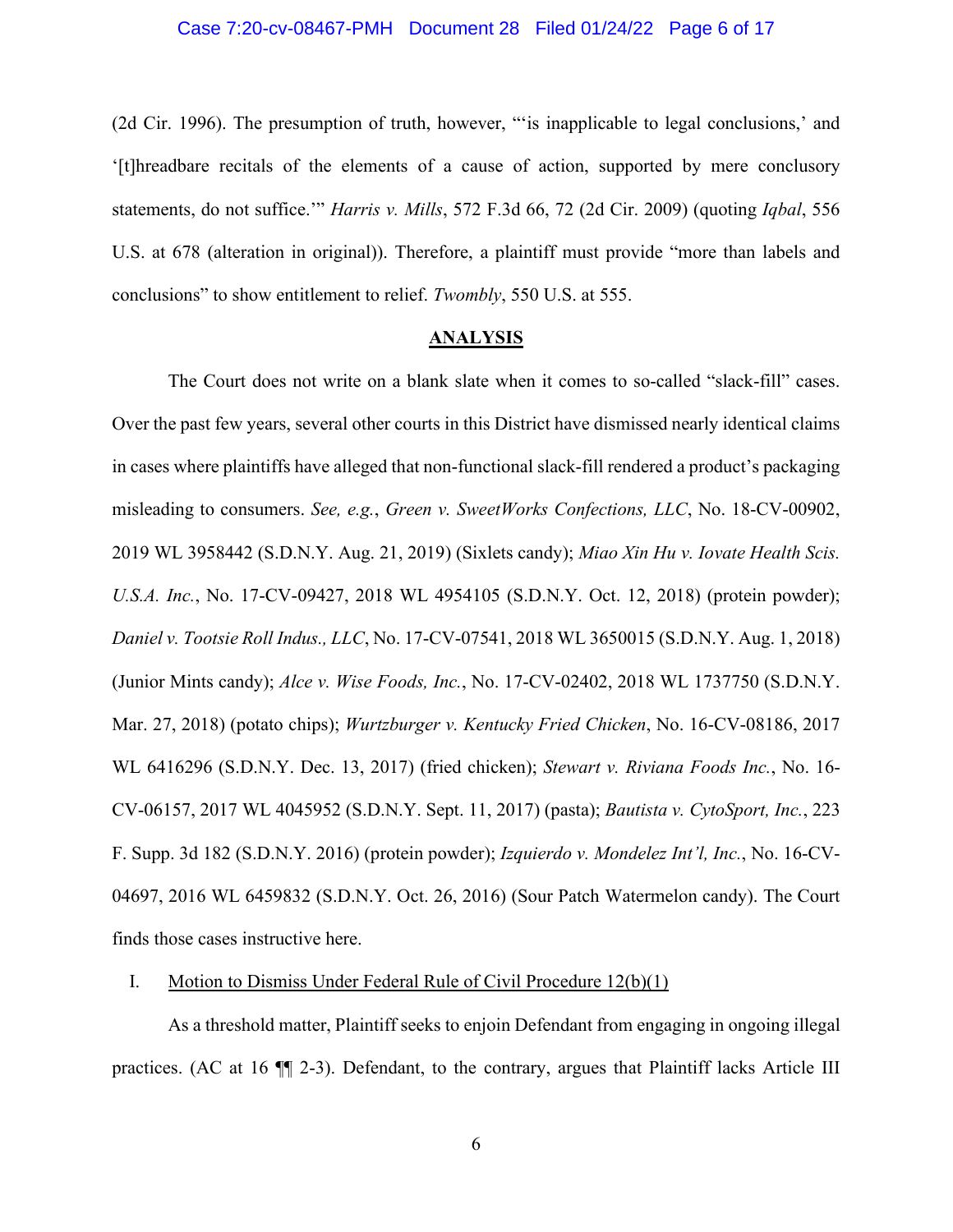(2d Cir. 1996). The presumption of truth, however, "'is inapplicable to legal conclusions,' and '[t]hreadbare recitals of the elements of a cause of action, supported by mere conclusory statements, do not suffice.'" *Harris v. Mills*, 572 F.3d 66, 72 (2d Cir. 2009) (quoting *Iqbal*, 556 U.S. at 678 (alteration in original)). Therefore, a plaintiff must provide "more than labels and conclusions" to show entitlement to relief. *Twombly*, 550 U.S. at 555.

## ANALYSIS

The Court does not write on a blank slate when it comes to so-called "slack-fill" cases. Over the past few years, several other courts in this District have dismissed nearly identical claims in cases where plaintiffs have alleged that non-functional slack-fill rendered a product's packaging misleading to consumers. *See, e.g.*, *Green v. SweetWorks Confections, LLC*, No. 18-CV-00902, 2019 WL 3958442 (S.D.N.Y. Aug. 21, 2019) (Sixlets candy); *Miao Xin Hu v. Iovate Health Scis. U.S.A. Inc.*, No. 17-CV-09427, 2018 WL 4954105 (S.D.N.Y. Oct. 12, 2018) (protein powder); *Daniel v. Tootsie Roll Indus., LLC*, No. 17-CV-07541, 2018 WL 3650015 (S.D.N.Y. Aug. 1, 2018) (Junior Mints candy); *Alce v. Wise Foods, Inc.*, No. 17-CV-02402, 2018 WL 1737750 (S.D.N.Y. Mar. 27, 2018) (potato chips); *Wurtzburger v. Kentucky Fried Chicken*, No. 16-CV-08186, 2017 WL 6416296 (S.D.N.Y. Dec. 13, 2017) (fried chicken); *Stewart v. Riviana Foods Inc.*, No. 16-CV-06157, 2017 WL 4045952 (S.D.N.Y. Sept. 11, 2017) (pasta); *Bautista v. CytoSport, Inc.*, 223 F. Supp. 3d 182 (S.D.N.Y. 2016) (protein powder); *Izquierdo v. Mondelez Int'l, Inc.*, No. 16-CV-04697, 2016 WL 6459832 (S.D.N.Y. Oct. 26, 2016) (Sour Patch Watermelon candy). The Court finds those cases instructive here.

### I. Motion to Dismiss Under Federal Rule of Civil Procedure 12(b)(1)

As a threshold matter, Plaintiff seeks to enjoin Defendant from engaging in ongoing illegal practices. (AC at 16 ¶¶ 2-3). Defendant, to the contrary, argues that Plaintiff lacks Article III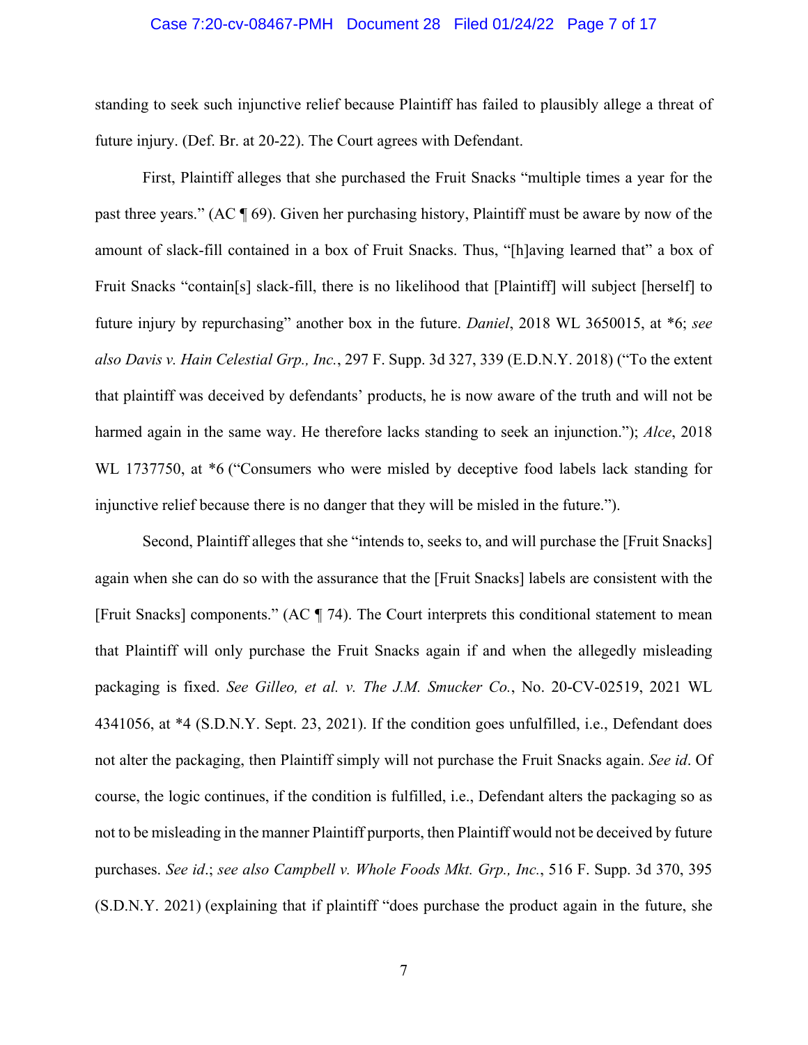standing to seek such injunctive relief because Plaintiff has failed to plausibly allege a threat of future injury. (Def. Br. at 20-22). The Court agrees with Defendant.

First, Plaintiff alleges that she purchased the Fruit Snacks "multiple times a year for the past three years." (AC ¶ 69). Given her purchasing history, Plaintiff must be aware by now of the amount of slack-fill contained in a box of Fruit Snacks. Thus, "[h]aving learned that" a box of Fruit Snacks "contain[s] slack-fill, there is no likelihood that [Plaintiff] will subject [herself] to future injury by repurchasing" another box in the future. *Daniel*, 2018 WL 3650015, at *6; *see also Davis v. Hain Celestial Grp., Inc.*, 297 F. Supp. 3d 327, 339 (E.D.N.Y. 2018) ("To the extent that plaintiff was deceived by defendants' products, he is now aware of the truth and will not be harmed again in the same way. He therefore lacks standing to seek an injunction."); *Alce*, 2018 WL 1737750, at *6 ("Consumers who were misled by deceptive food labels lack standing for injunctive relief because there is no danger that they will be misled in the future.").

Second, Plaintiff alleges that she "intends to, seeks to, and will purchase the [Fruit Snacks] again when she can do so with the assurance that the [Fruit Snacks] labels are consistent with the [Fruit Snacks] components." (AC ¶ 74). The Court interprets this conditional statement to mean that Plaintiff will only purchase the Fruit Snacks again if and when the allegedly misleading packaging is fixed. *See Gilleo, et al. v. The J.M. Smucker Co.*, No. 20-CV-02519, 2021 WL 4341056, at *4 (S.D.N.Y. Sept. 23, 2021). If the condition goes unfulfilled, i.e., Defendant does not alter the packaging, then Plaintiff simply will not purchase the Fruit Snacks again. *See id*. Of course, the logic continues, if the condition is fulfilled, i.e., Defendant alters the packaging so as not to be misleading in the manner Plaintiff purports, then Plaintiff would not be deceived by future purchases. *See id*.; *see also Campbell v. Whole Foods Mkt. Grp., Inc.*, 516 F. Supp. 3d 370, 395 (S.D.N.Y. 2021) (explaining that if plaintiff "does purchase the product again in the future, she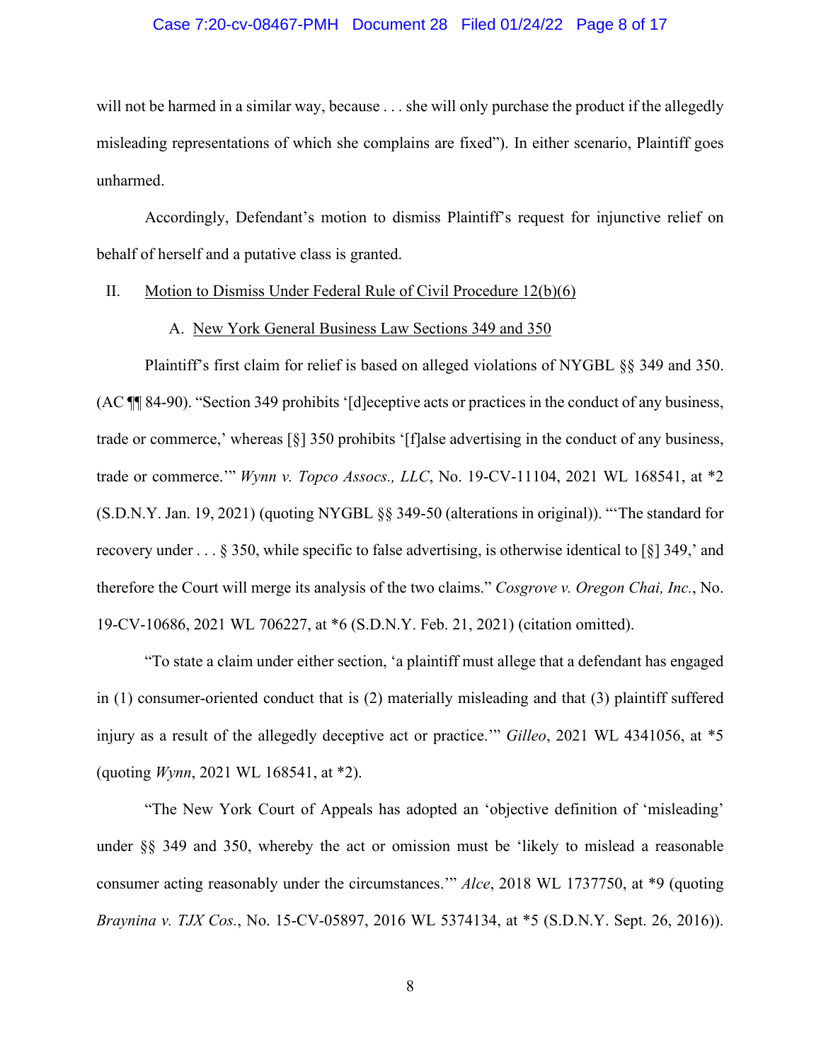will not be harmed in a similar way, because . . . she will only purchase the product if the allegedly misleading representations of which she complains are fixed"). In either scenario, Plaintiff goes unharmed.

Accordingly, Defendant's motion to dismiss Plaintiff's request for injunctive relief on behalf of herself and a putative class is granted.

II. Motion to Dismiss Under Federal Rule of Civil Procedure 12(b)(6)

A. New York General Business Law Sections 349 and 350

Plaintiff's first claim for relief is based on alleged violations of NYGBL §§ 349 and 350. (AC ¶¶ 84-90). "Section 349 prohibits '[d]eceptive acts or practices in the conduct of any business, trade or commerce,' whereas [§] 350 prohibits '[f]alse advertising in the conduct of any business, trade or commerce.'" *Wynn v. Topco Assocs., LLC*, No. 19-CV-11104, 2021 WL 168541, at *2 (S.D.N.Y. Jan. 19, 2021) (quoting NYGBL §§ 349-50 (alterations in original)). "'The standard for recovery under . . . § 350, while specific to false advertising, is otherwise identical to [§] 349,' and therefore the Court will merge its analysis of the two claims." *Cosgrove v. Oregon Chai, Inc.*, No. 19-CV-10686, 2021 WL 706227, at *6 (S.D.N.Y. Feb. 21, 2021) (citation omitted).

"To state a claim under either section, 'a plaintiff must allege that a defendant has engaged in (1) consumer-oriented conduct that is (2) materially misleading and that (3) plaintiff suffered injury as a result of the allegedly deceptive act or practice.'" *Gilleo*, 2021 WL 4341056, at *5 (quoting *Wynn*, 2021 WL 168541, at *2).

"The New York Court of Appeals has adopted an 'objective definition of 'misleading' under §§ 349 and 350, whereby the act or omission must be 'likely to mislead a reasonable consumer acting reasonably under the circumstances.'" *Alce*, 2018 WL 1737750, at *9 (quoting *Braynina v. TJX Cos.*, No. 15-CV-05897, 2016 WL 5374134, at *5 (S.D.N.Y. Sept. 26, 2016)).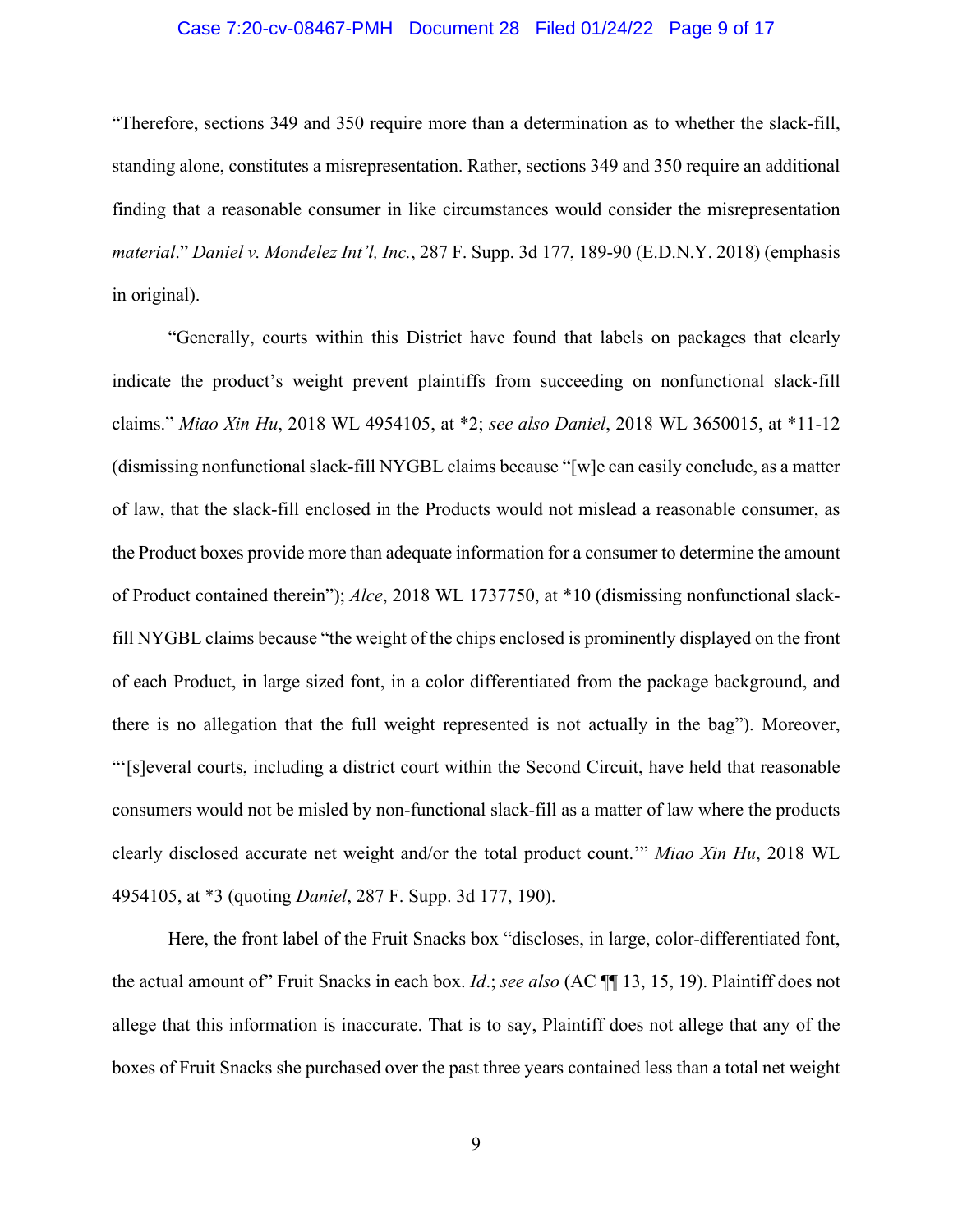"Therefore, sections 349 and 350 require more than a determination as to whether the slack-fill, standing alone, constitutes a misrepresentation. Rather, sections 349 and 350 require an additional finding that a reasonable consumer in like circumstances would consider the misrepresentation *material*." *Daniel v. Mondelez Int'l, Inc.*, 287 F. Supp. 3d 177, 189-90 (E.D.N.Y. 2018) (emphasis in original).

"Generally, courts within this District have found that labels on packages that clearly indicate the product's weight prevent plaintiffs from succeeding on nonfunctional slack-fill claims." *Miao Xin Hu*, 2018 WL 4954105, at *2; *see also Daniel*, 2018 WL 3650015, at *11-12 (dismissing nonfunctional slack-fill NYGBL claims because "[w]e can easily conclude, as a matter of law, that the slack-fill enclosed in the Products would not mislead a reasonable consumer, as the Product boxes provide more than adequate information for a consumer to determine the amount of Product contained therein"); *Alce*, 2018 WL 1737750, at *10 (dismissing nonfunctional slack-fill NYGBL claims because "the weight of the chips enclosed is prominently displayed on the front of each Product, in large sized font, in a color differentiated from the package background, and there is no allegation that the full weight represented is not actually in the bag"). Moreover, "'[s]everal courts, including a district court within the Second Circuit, have held that reasonable consumers would not be misled by non-functional slack-fill as a matter of law where the products clearly disclosed accurate net weight and/or the total product count.'" *Miao Xin Hu*, 2018 WL 4954105, at *3 (quoting *Daniel*, 287 F. Supp. 3d 177, 190).

Here, the front label of the Fruit Snacks box "discloses, in large, color-differentiated font, the actual amount of" Fruit Snacks in each box. *Id.*; *see also* (AC ¶¶ 13, 15, 19). Plaintiff does not allege that this information is inaccurate. That is to say, Plaintiff does not allege that any of the boxes of Fruit Snacks she purchased over the past three years contained less than a total net weight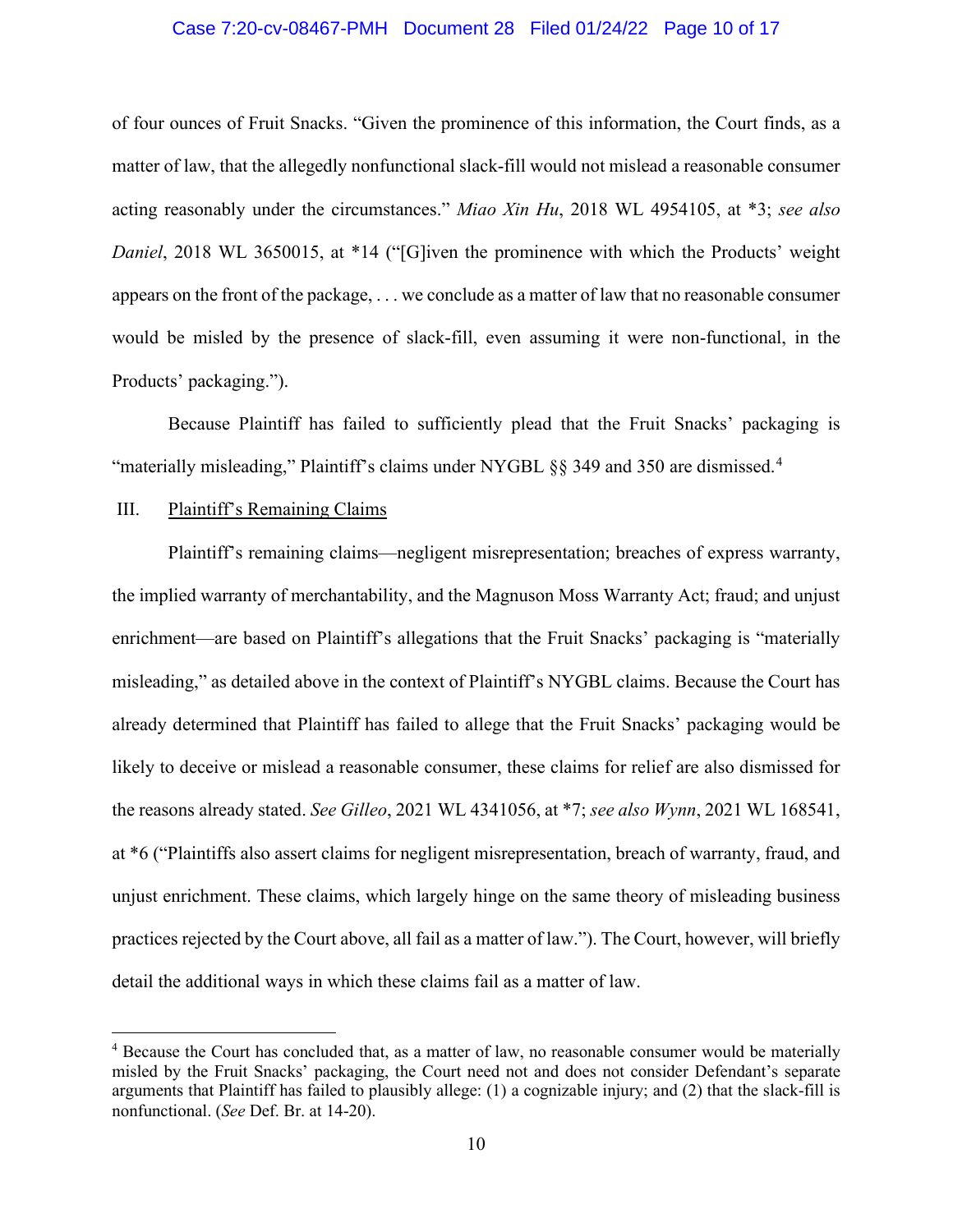of four ounces of Fruit Snacks. "Given the prominence of this information, the Court finds, as a matter of law, that the allegedly nonfunctional slack-fill would not mislead a reasonable consumer acting reasonably under the circumstances." *Miao Xin Hu*, 2018 WL 4954105, at *3; *see also Daniel*, 2018 WL 3650015, at *14 ("[G]iven the prominence with which the Products' weight appears on the front of the package, . . . we conclude as a matter of law that no reasonable consumer would be misled by the presence of slack-fill, even assuming it were non-functional, in the Products' packaging.").

Because Plaintiff has failed to sufficiently plead that the Fruit Snacks' packaging is "materially misleading," Plaintiff's claims under NYGBL §§ 349 and 350 are dismissed.[4]

III. Plaintiff's Remaining Claims

Plaintiff's remaining claims—negligent misrepresentation; breaches of express warranty, the implied warranty of merchantability, and the Magnuson Moss Warranty Act; fraud; and unjust enrichment—are based on Plaintiff's allegations that the Fruit Snacks' packaging is "materially misleading," as detailed above in the context of Plaintiff's NYGBL claims. Because the Court has already determined that Plaintiff has failed to allege that the Fruit Snacks' packaging would be likely to deceive or mislead a reasonable consumer, these claims for relief are also dismissed for the reasons already stated. *See Gilleo*, 2021 WL 4341056, at *7; *see also Wynn*, 2021 WL 168541, at *6 ("Plaintiffs also assert claims for negligent misrepresentation, breach of warranty, fraud, and unjust enrichment. These claims, which largely hinge on the same theory of misleading business practices rejected by the Court above, all fail as a matter of law."). The Court, however, will briefly detail the additional ways in which these claims fail as a matter of law.

---

[4] Because the Court has concluded that, as a matter of law, no reasonable consumer would be materially misled by the Fruit Snacks' packaging, the Court need not and does not consider Defendant's separate arguments that Plaintiff has failed to plausibly allege: (1) a cognizable injury; and (2) that the slack-fill is nonfunctional. (*See* Def. Br. at 14-20).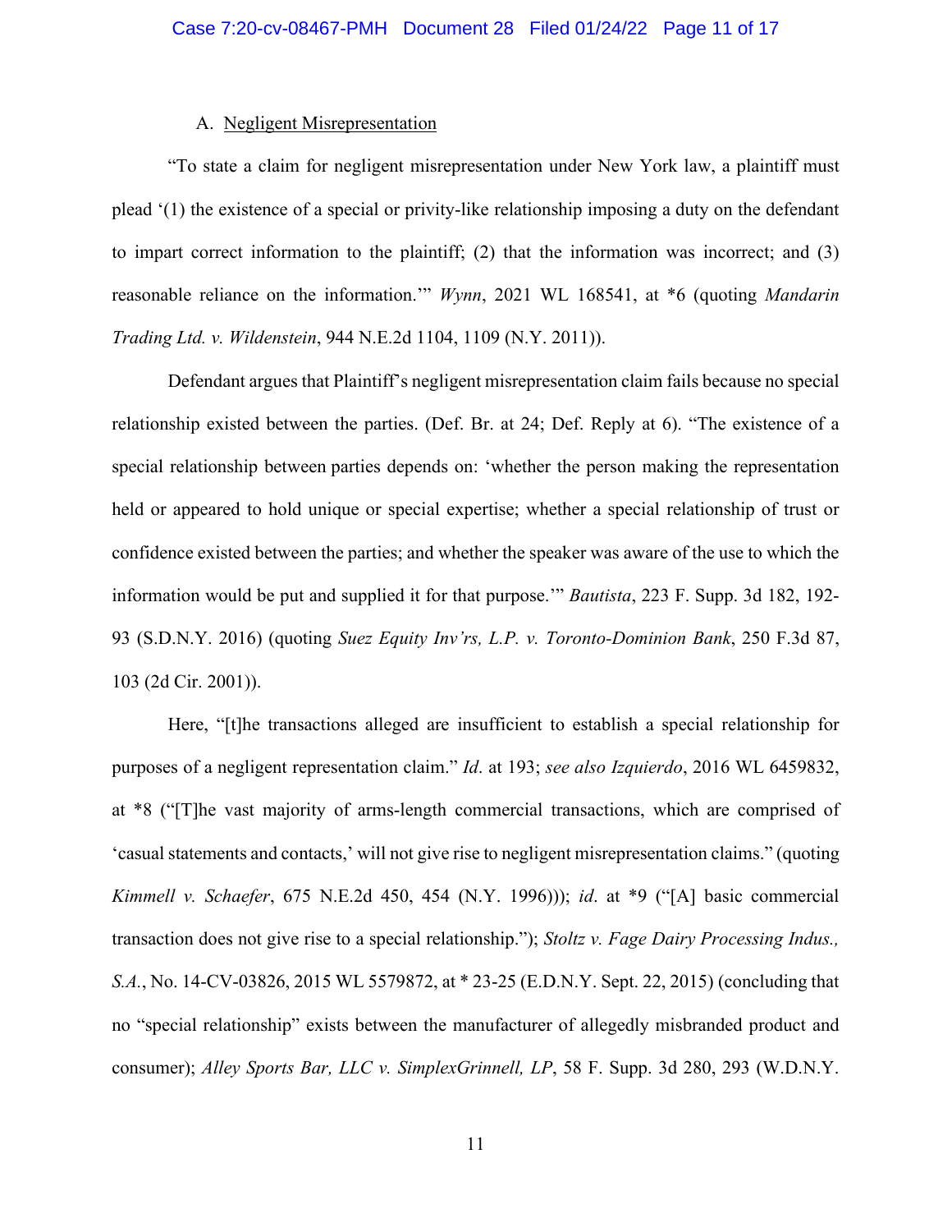### A. Negligent Misrepresentation

"To state a claim for negligent misrepresentation under New York law, a plaintiff must plead '(1) the existence of a special or privity-like relationship imposing a duty on the defendant to impart correct information to the plaintiff; (2) that the information was incorrect; and (3) reasonable reliance on the information.'" *Wynn*, 2021 WL 168541, at *6 (quoting *Mandarin Trading Ltd. v. Wildenstein*, 944 N.E.2d 1104, 1109 (N.Y. 2011)).

Defendant argues that Plaintiff's negligent misrepresentation claim fails because no special relationship existed between the parties. (Def. Br. at 24; Def. Reply at 6). "The existence of a special relationship between parties depends on: 'whether the person making the representation held or appeared to hold unique or special expertise; whether a special relationship of trust or confidence existed between the parties; and whether the speaker was aware of the use to which the information would be put and supplied it for that purpose.'" *Bautista*, 223 F. Supp. 3d 182, 192-93 (S.D.N.Y. 2016) (quoting *Suez Equity Inv'rs, L.P. v. Toronto-Dominion Bank*, 250 F.3d 87, 103 (2d Cir. 2001)).

Here, "[t]he transactions alleged are insufficient to establish a special relationship for purposes of a negligent representation claim." *Id*. at 193; *see also Izquierdo*, 2016 WL 6459832, at *8 ("[T]he vast majority of arms-length commercial transactions, which are comprised of 'casual statements and contacts,' will not give rise to negligent misrepresentation claims." (quoting *Kimmell v. Schaefer*, 675 N.E.2d 450, 454 (N.Y. 1996))); *id*. at *9 ("[A] basic commercial transaction does not give rise to a special relationship."); *Stoltz v. Fage Dairy Processing Indus., S.A.*, No. 14-CV-03826, 2015 WL 5579872, at * 23-25 (E.D.N.Y. Sept. 22, 2015) (concluding that no "special relationship" exists between the manufacturer of allegedly misbranded product and consumer); *Alley Sports Bar, LLC v. SimplexGrinnell, LP*, 58 F. Supp. 3d 280, 293 (W.D.N.Y.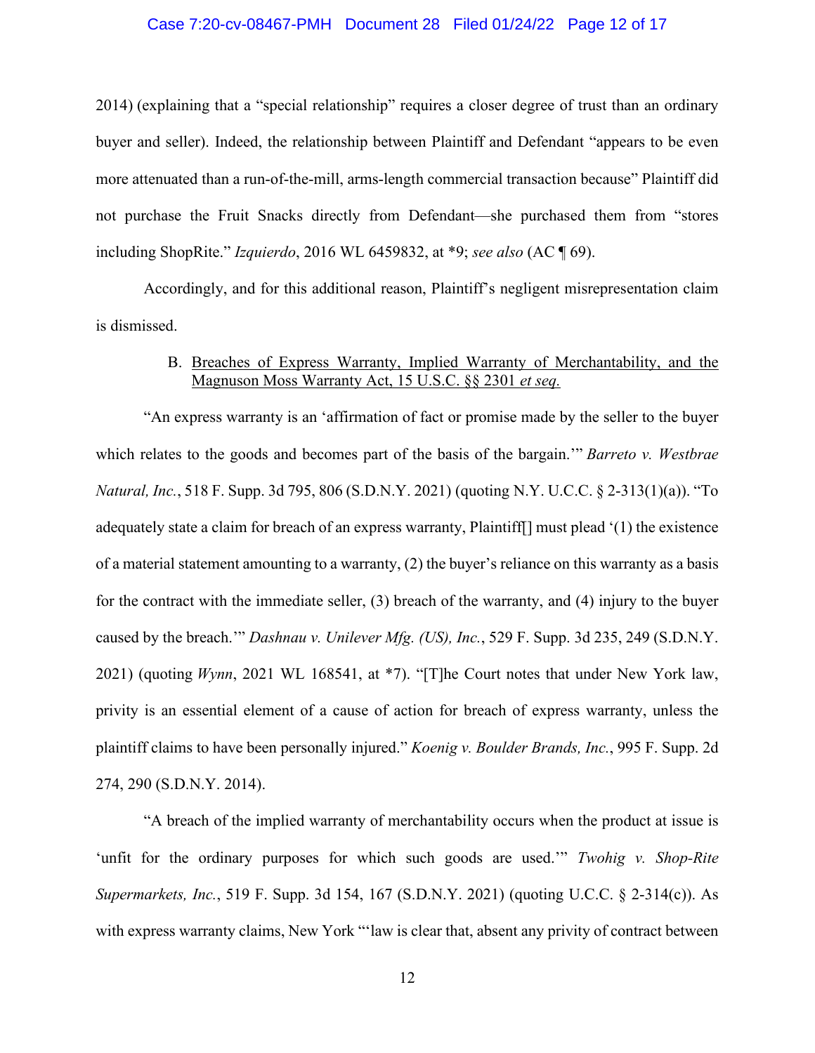2014) (explaining that a "special relationship" requires a closer degree of trust than an ordinary buyer and seller). Indeed, the relationship between Plaintiff and Defendant "appears to be even more attenuated than a run-of-the-mill, arms-length commercial transaction because" Plaintiff did not purchase the Fruit Snacks directly from Defendant—she purchased them from "stores including ShopRite." *Izquierdo*, 2016 WL 6459832, at *9; *see also* (AC ¶ 69).

Accordingly, and for this additional reason, Plaintiff's negligent misrepresentation claim is dismissed.

B. <u>Breaches of Express Warranty, Implied Warranty of Merchantability, and the Magnuson Moss Warranty Act, 15 U.S.C. §§ 2301 *et seq.*</u>

"An express warranty is an 'affirmation of fact or promise made by the seller to the buyer which relates to the goods and becomes part of the basis of the bargain.'" *Barreto v. Westbrae Natural, Inc.*, 518 F. Supp. 3d 795, 806 (S.D.N.Y. 2021) (quoting N.Y. U.C.C. § 2-313(1)(a)). "To adequately state a claim for breach of an express warranty, Plaintiff[] must plead '(1) the existence of a material statement amounting to a warranty, (2) the buyer's reliance on this warranty as a basis for the contract with the immediate seller, (3) breach of the warranty, and (4) injury to the buyer caused by the breach.'" *Dashnau v. Unilever Mfg. (US), Inc.*, 529 F. Supp. 3d 235, 249 (S.D.N.Y. 2021) (quoting *Wynn*, 2021 WL 168541, at *7). "[T]he Court notes that under New York law, privity is an essential element of a cause of action for breach of express warranty, unless the plaintiff claims to have been personally injured." *Koenig v. Boulder Brands, Inc.*, 995 F. Supp. 2d 274, 290 (S.D.N.Y. 2014).

"A breach of the implied warranty of merchantability occurs when the product at issue is 'unfit for the ordinary purposes for which such goods are used.'" *Twohig v. Shop-Rite Supermarkets, Inc.*, 519 F. Supp. 3d 154, 167 (S.D.N.Y. 2021) (quoting U.C.C. § 2-314(c)). As with express warranty claims, New York "'law is clear that, absent any privity of contract between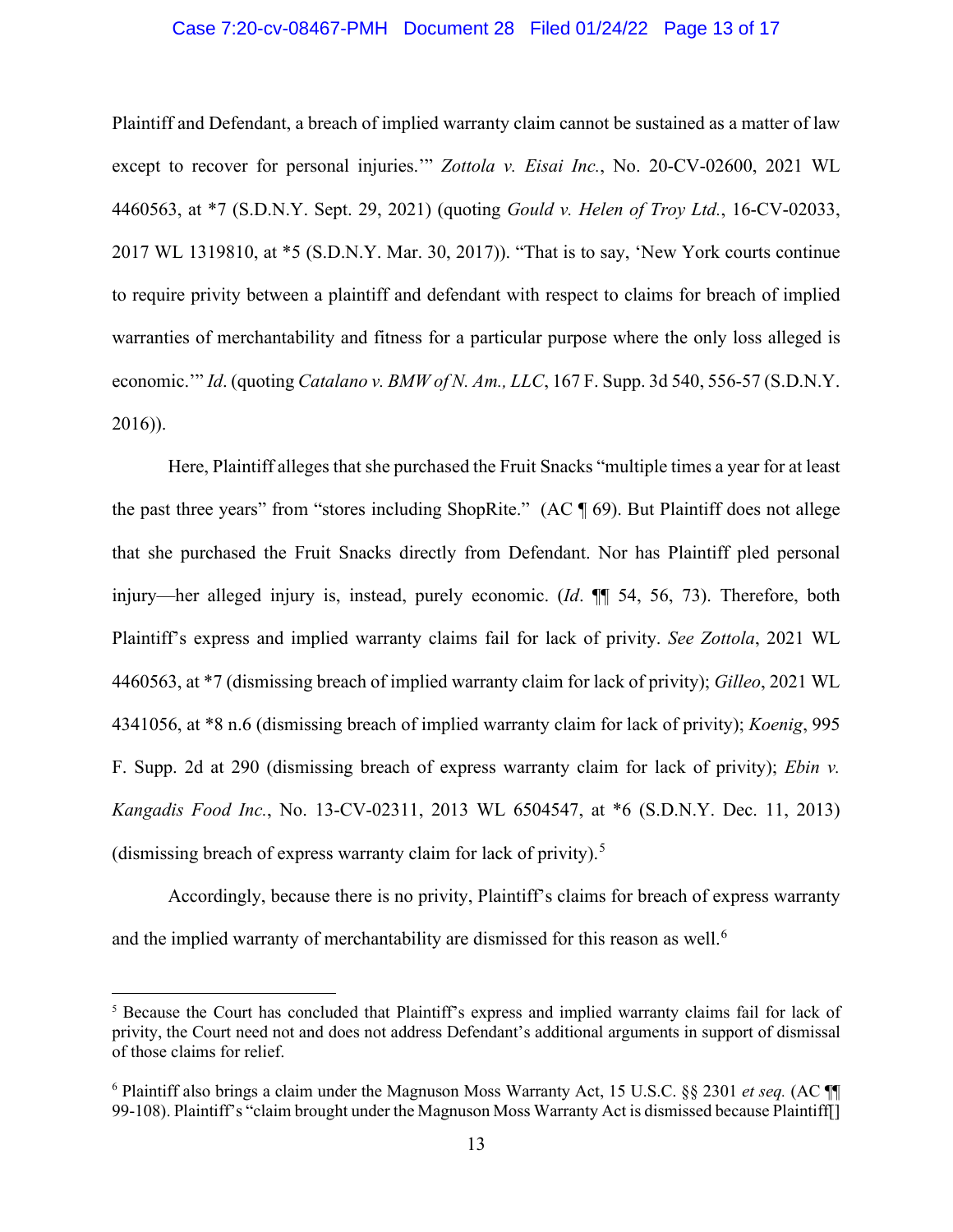Plaintiff and Defendant, a breach of implied warranty claim cannot be sustained as a matter of law except to recover for personal injuries.'" *Zottola v. Eisai Inc.*, No. 20-CV-02600, 2021 WL 4460563, at *7 (S.D.N.Y. Sept. 29, 2021) (quoting *Gould v. Helen of Troy Ltd.*, 16-CV-02033, 2017 WL 1319810, at *5 (S.D.N.Y. Mar. 30, 2017)). "That is to say, 'New York courts continue to require privity between a plaintiff and defendant with respect to claims for breach of implied warranties of merchantability and fitness for a particular purpose where the only loss alleged is economic.'" *Id*. (quoting *Catalano v. BMW of N. Am., LLC*, 167 F. Supp. 3d 540, 556-57 (S.D.N.Y. 2016)).

Here, Plaintiff alleges that she purchased the Fruit Snacks "multiple times a year for at least the past three years" from "stores including ShopRite." (AC ¶ 69). But Plaintiff does not allege that she purchased the Fruit Snacks directly from Defendant. Nor has Plaintiff pled personal injury—her alleged injury is, instead, purely economic. (*Id*. ¶¶ 54, 56, 73). Therefore, both Plaintiff's express and implied warranty claims fail for lack of privity. *See Zottola*, 2021 WL 4460563, at *7 (dismissing breach of implied warranty claim for lack of privity); *Gilleo*, 2021 WL 4341056, at *8 n.6 (dismissing breach of implied warranty claim for lack of privity); *Koenig*, 995 F. Supp. 2d at 290 (dismissing breach of express warranty claim for lack of privity); *Ebin v. Kangadis Food Inc.*, No. 13-CV-02311, 2013 WL 6504547, at *6 (S.D.N.Y. Dec. 11, 2013) (dismissing breach of express warranty claim for lack of privity).[5]

Accordingly, because there is no privity, Plaintiff's claims for breach of express warranty and the implied warranty of merchantability are dismissed for this reason as well.[6]

---

[5] Because the Court has concluded that Plaintiff's express and implied warranty claims fail for lack of privity, the Court need not and does not address Defendant's additional arguments in support of dismissal of those claims for relief.

[6] Plaintiff also brings a claim under the Magnuson Moss Warranty Act, 15 U.S.C. §§ 2301 *et seq.* (AC ¶¶ 99-108). Plaintiff's "claim brought under the Magnuson Moss Warranty Act is dismissed because Plaintiff[]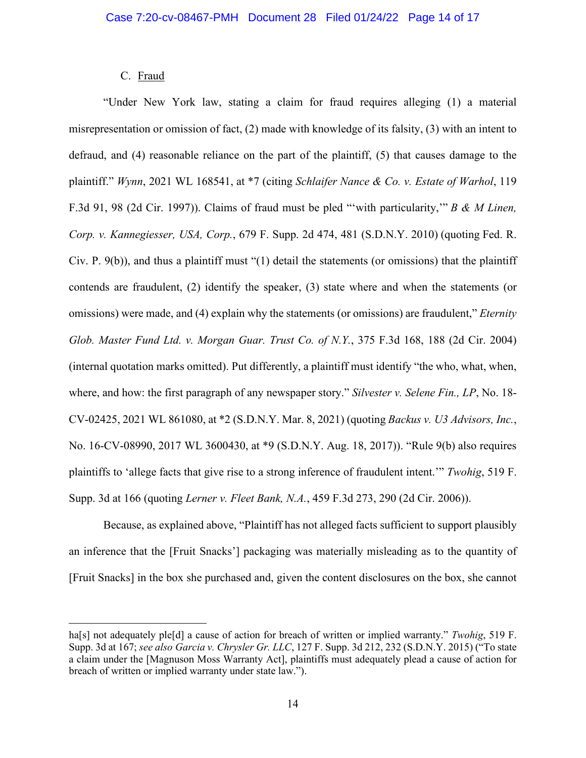C. Fraud

"Under New York law, stating a claim for fraud requires alleging (1) a material misrepresentation or omission of fact, (2) made with knowledge of its falsity, (3) with an intent to defraud, and (4) reasonable reliance on the part of the plaintiff, (5) that causes damage to the plaintiff." *Wynn*, 2021 WL 168541, at *7 (citing *Schlaifer Nance & Co. v. Estate of Warhol*, 119 F.3d 91, 98 (2d Cir. 1997)). Claims of fraud must be pled "'with particularity,'" *B & M Linen, Corp. v. Kannegiesser, USA, Corp.*, 679 F. Supp. 2d 474, 481 (S.D.N.Y. 2010) (quoting Fed. R. Civ. P. 9(b)), and thus a plaintiff must "(1) detail the statements (or omissions) that the plaintiff contends are fraudulent, (2) identify the speaker, (3) state where and when the statements (or omissions) were made, and (4) explain why the statements (or omissions) are fraudulent," *Eternity Glob. Master Fund Ltd. v. Morgan Guar. Trust Co. of N.Y.*, 375 F.3d 168, 188 (2d Cir. 2004) (internal quotation marks omitted). Put differently, a plaintiff must identify "the who, what, when, where, and how: the first paragraph of any newspaper story." *Silvester v. Selene Fin., LP*, No. 18-CV-02425, 2021 WL 861080, at *2 (S.D.N.Y. Mar. 8, 2021) (quoting *Backus v. U3 Advisors, Inc.*, No. 16-CV-08990, 2017 WL 3600430, at *9 (S.D.N.Y. Aug. 18, 2017)). "Rule 9(b) also requires plaintiffs to 'allege facts that give rise to a strong inference of fraudulent intent.'" *Twohig*, 519 F. Supp. 3d at 166 (quoting *Lerner v. Fleet Bank, N.A.*, 459 F.3d 273, 290 (2d Cir. 2006)).

Because, as explained above, "Plaintiff has not alleged facts sufficient to support plausibly an inference that the [Fruit Snacks'] packaging was materially misleading as to the quantity of [Fruit Snacks] in the box she purchased and, given the content disclosures on the box, she cannot

---

ha[s] not adequately ple[d] a cause of action for breach of written or implied warranty." *Twohig*, 519 F. Supp. 3d at 167; *see also Garcia v. Chrysler Gr. LLC*, 127 F. Supp. 3d 212, 232 (S.D.N.Y. 2015) ("To state a claim under the [Magnuson Moss Warranty Act], plaintiffs must adequately plead a cause of action for breach of written or implied warranty under state law.").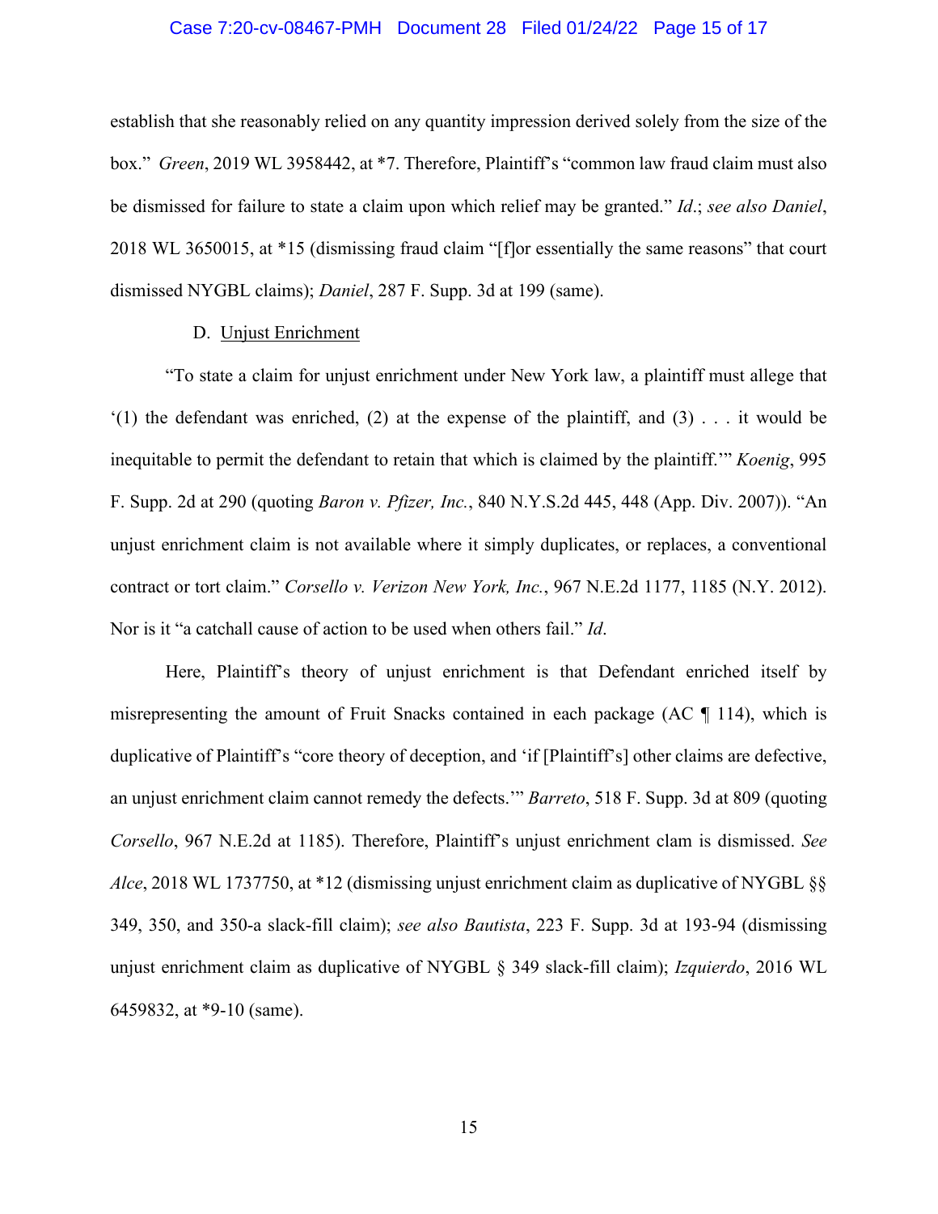establish that she reasonably relied on any quantity impression derived solely from the size of the box." *Green*, 2019 WL 3958442, at *7. Therefore, Plaintiff's "common law fraud claim must also be dismissed for failure to state a claim upon which relief may be granted." *Id*.; *see also Daniel*, 2018 WL 3650015, at *15 (dismissing fraud claim "[f]or essentially the same reasons" that court dismissed NYGBL claims); *Daniel*, 287 F. Supp. 3d at 199 (same).

D. Unjust Enrichment

"To state a claim for unjust enrichment under New York law, a plaintiff must allege that '(1) the defendant was enriched, (2) at the expense of the plaintiff, and (3) . . . it would be inequitable to permit the defendant to retain that which is claimed by the plaintiff.'" *Koenig*, 995 F. Supp. 2d at 290 (quoting *Baron v. Pfizer, Inc.*, 840 N.Y.S.2d 445, 448 (App. Div. 2007)). "An unjust enrichment claim is not available where it simply duplicates, or replaces, a conventional contract or tort claim." *Corsello v. Verizon New York, Inc.*, 967 N.E.2d 1177, 1185 (N.Y. 2012). Nor is it "a catchall cause of action to be used when others fail." *Id*.

Here, Plaintiff's theory of unjust enrichment is that Defendant enriched itself by misrepresenting the amount of Fruit Snacks contained in each package (AC ¶ 114), which is duplicative of Plaintiff's "core theory of deception, and 'if [Plaintiff's] other claims are defective, an unjust enrichment claim cannot remedy the defects.'" *Barreto*, 518 F. Supp. 3d at 809 (quoting *Corsello*, 967 N.E.2d at 1185). Therefore, Plaintiff's unjust enrichment clam is dismissed. *See Alce*, 2018 WL 1737750, at *12 (dismissing unjust enrichment claim as duplicative of NYGBL §§ 349, 350, and 350-a slack-fill claim); *see also Bautista*, 223 F. Supp. 3d at 193-94 (dismissing unjust enrichment claim as duplicative of NYGBL § 349 slack-fill claim); *Izquierdo*, 2016 WL 6459832, at *9-10 (same).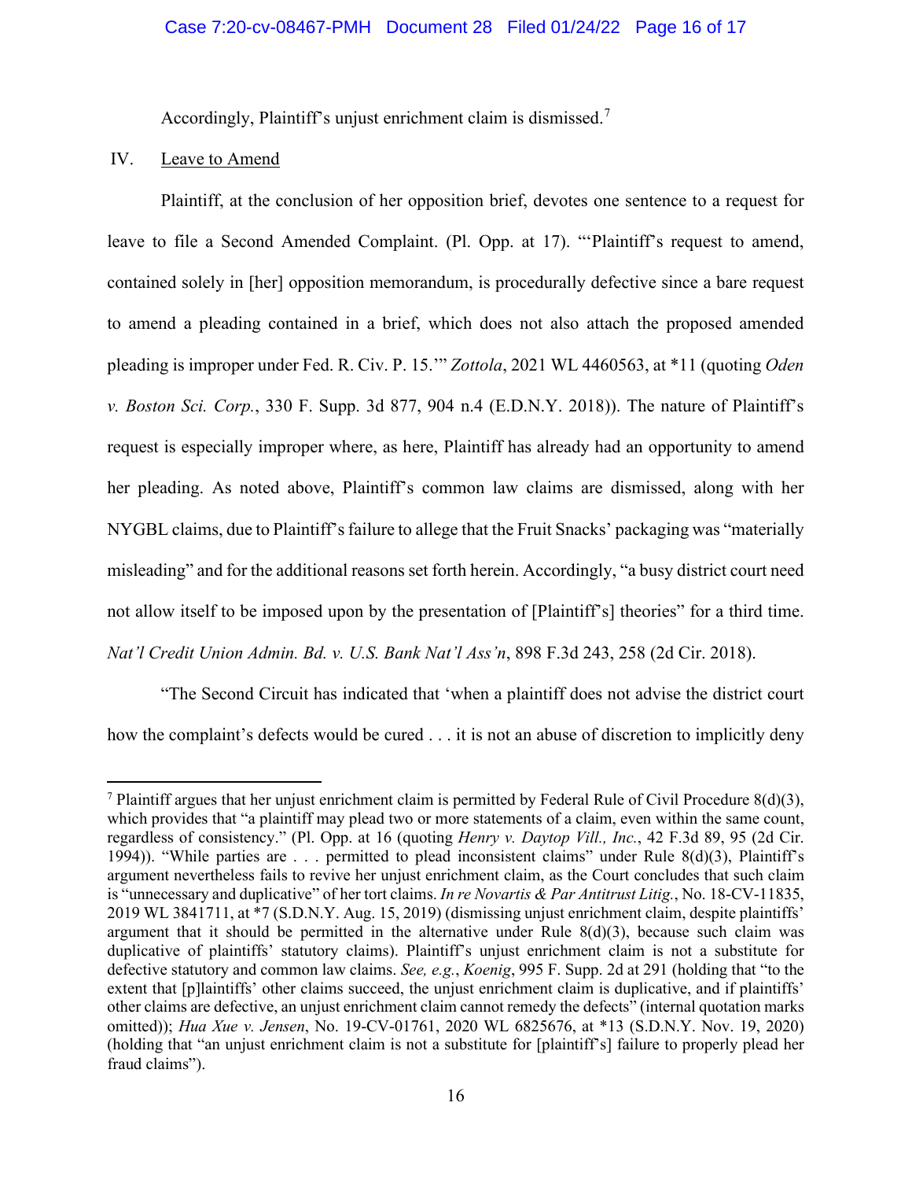Accordingly, Plaintiff's unjust enrichment claim is dismissed.[7]

IV. Leave to Amend

Plaintiff, at the conclusion of her opposition brief, devotes one sentence to a request for leave to file a Second Amended Complaint. (Pl. Opp. at 17). "'Plaintiff's request to amend, contained solely in [her] opposition memorandum, is procedurally defective since a bare request to amend a pleading contained in a brief, which does not also attach the proposed amended pleading is improper under Fed. R. Civ. P. 15.'" *Zottola*, 2021 WL 4460563, at *11 (quoting *Oden v. Boston Sci. Corp.*, 330 F. Supp. 3d 877, 904 n.4 (E.D.N.Y. 2018)). The nature of Plaintiff's request is especially improper where, as here, Plaintiff has already had an opportunity to amend her pleading. As noted above, Plaintiff's common law claims are dismissed, along with her NYGBL claims, due to Plaintiff's failure to allege that the Fruit Snacks' packaging was "materially misleading" and for the additional reasons set forth herein. Accordingly, "a busy district court need not allow itself to be imposed upon by the presentation of [Plaintiff's] theories" for a third time. *Nat'l Credit Union Admin. Bd. v. U.S. Bank Nat'l Ass'n*, 898 F.3d 243, 258 (2d Cir. 2018).

"The Second Circuit has indicated that 'when a plaintiff does not advise the district court how the complaint's defects would be cured . . . it is not an abuse of discretion to implicitly deny

---

[7] Plaintiff argues that her unjust enrichment claim is permitted by Federal Rule of Civil Procedure 8(d)(3), which provides that "a plaintiff may plead two or more statements of a claim, even within the same count, regardless of consistency." (Pl. Opp. at 16 (quoting *Henry v. Daytop Vill., Inc.*, 42 F.3d 89, 95 (2d Cir. 1994)). "While parties are . . . permitted to plead inconsistent claims" under Rule 8(d)(3), Plaintiff's argument nevertheless fails to revive her unjust enrichment claim, as the Court concludes that such claim is "unnecessary and duplicative" of her tort claims. *In re Novartis & Par Antitrust Litig.*, No. 18-CV-11835, 2019 WL 3841711, at *7 (S.D.N.Y. Aug. 15, 2019) (dismissing unjust enrichment claim, despite plaintiffs' argument that it should be permitted in the alternative under Rule 8(d)(3), because such claim was duplicative of plaintiffs' statutory claims). Plaintiff's unjust enrichment claim is not a substitute for defective statutory and common law claims. *See, e.g.*, *Koenig*, 995 F. Supp. 2d at 291 (holding that "to the extent that [p]laintiffs' other claims succeed, the unjust enrichment claim is duplicative, and if plaintiffs' other claims are defective, an unjust enrichment claim cannot remedy the defects" (internal quotation marks omitted)); *Hua Xue v. Jensen*, No. 19-CV-01761, 2020 WL 6825676, at *13 (S.D.N.Y. Nov. 19, 2020) (holding that "an unjust enrichment claim is not a substitute for [plaintiff's] failure to properly plead her fraud claims").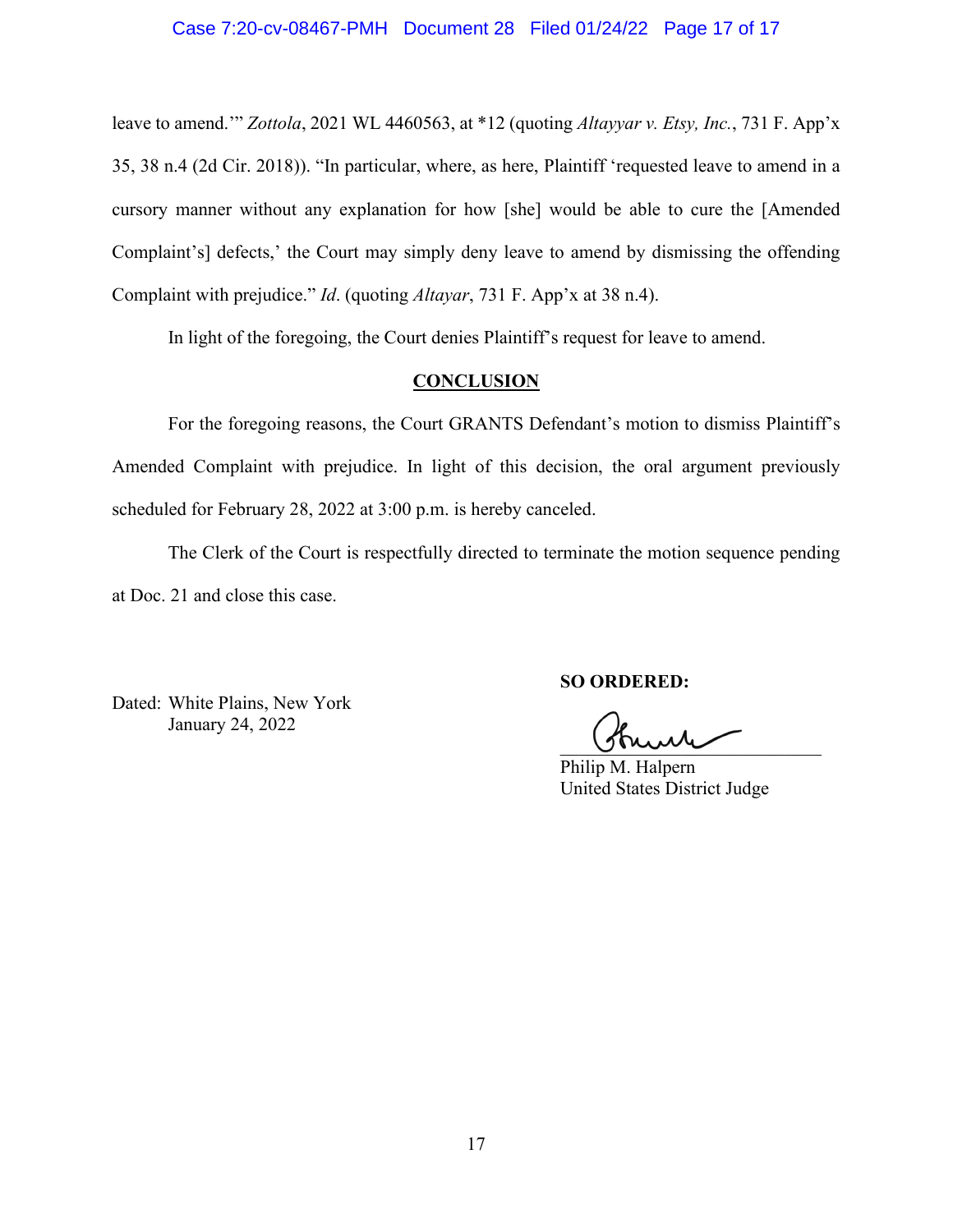leave to amend.'" *Zottola*, 2021 WL 4460563, at *12 (quoting *Altayyar v. Etsy, Inc.*, 731 F. App'x 35, 38 n.4 (2d Cir. 2018)). "In particular, where, as here, Plaintiff 'requested leave to amend in a cursory manner without any explanation for how [she] would be able to cure the [Amended Complaint's] defects,' the Court may simply deny leave to amend by dismissing the offending Complaint with prejudice." *Id*. (quoting *Altayar*, 731 F. App'x at 38 n.4).

In light of the foregoing, the Court denies Plaintiff's request for leave to amend.

## CONCLUSION

For the foregoing reasons, the Court GRANTS Defendant's motion to dismiss Plaintiff's Amended Complaint with prejudice. In light of this decision, the oral argument previously scheduled for February 28, 2022 at 3:00 p.m. is hereby canceled.

The Clerk of the Court is respectfully directed to terminate the motion sequence pending at Doc. 21 and close this case.

Dated: White Plains, New York
January 24, 2022

**SO ORDERED:**

Philip M. Halpern
United States District Judge